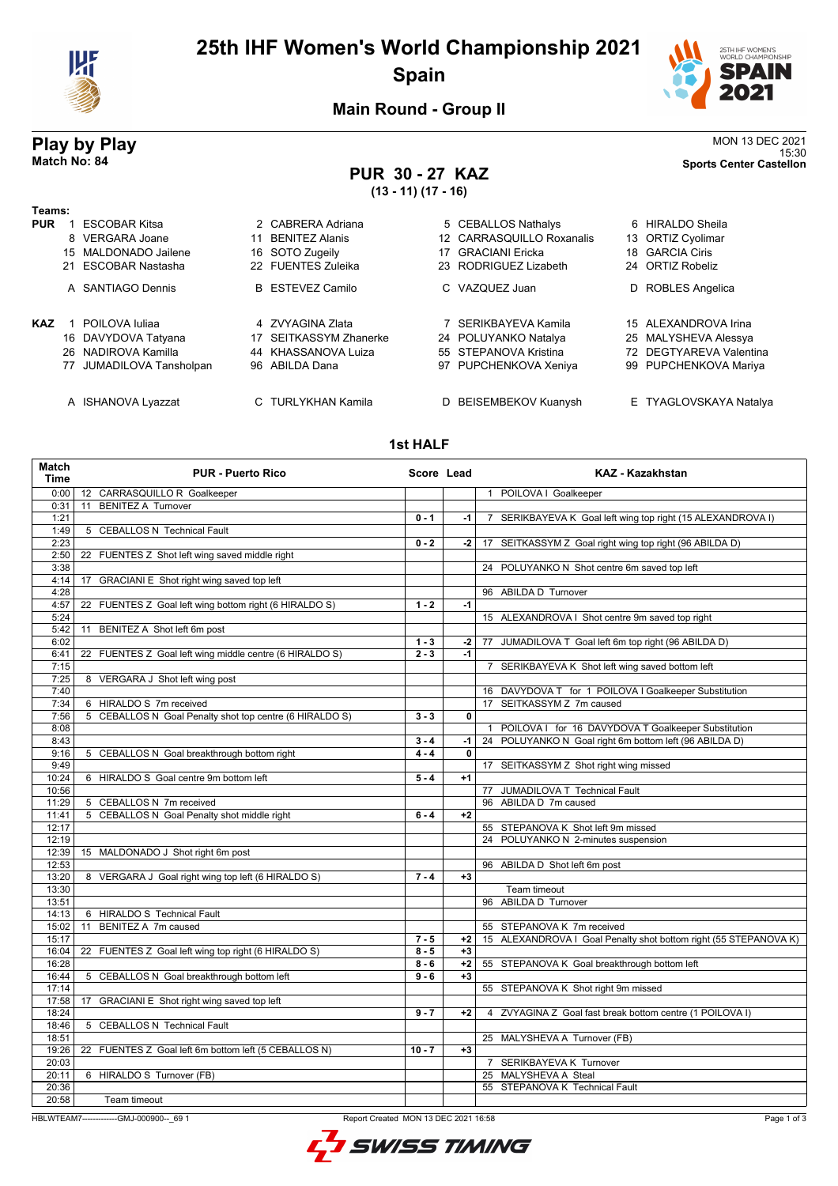# 25th IHF Women's World Championship 2021

## Spain

### Main Round - Group II

## Play by Play

**Match No: 84**

MON 13 DEC 2021
15:30
**Sports Center Castellon**

### PUR 30 - 27 KAZ

**(13 - 11) (17 - 16)**

**Teams:**

**PUR**

1 ESCOBAR Kitsa, 2 CABRERA Adriana, 5 CEBALLOS Nathalys, 6 HIRALDO Sheila, 8 VERGARA Joane, 11 BENITEZ Alanis, 12 CARRASQUILLO Roxanalis, 13 ORTIZ Cyolimar, 15 MALDONADO Jailene, 16 SOTO Zugeily, 17 GRACIANI Ericka, 18 GARCIA Ciris, 21 ESCOBAR Nastasha, 22 FUENTES Zuleika, 23 RODRIGUEZ Lizabeth, 24 ORTIZ Robeliz

A SANTIAGO Dennis, B ESTEVEZ Camilo, C VAZQUEZ Juan, D ROBLES Angelica

**KAZ**

1 POILOVA Iuliaa, 4 ZVYAGINA Zlata, 7 SERIKBAYEVA Kamila, 15 ALEXANDROVA Irina, 16 DAVYDOVA Tatyana, 17 SEITKASSYM Zhanerke, 24 POLUYANKO Natalya, 25 MALYSHEVA Alessya, 26 NADIROVA Kamilla, 44 KHASSANOVA Luiza, 55 STEPANOVA Kristina, 72 DEGTYAREVA Valentina, 77 JUMADILOVA Tansholpan, 96 ABILDA Dana, 97 PUPCHENKOVA Xeniya, 99 PUPCHENKOVA Mariya

A ISHANOVA Lyazzat, C TURLYKHAN Kamila, D BEISEMBEKOV Kuanysh, E TYAGLOVSKAYA Natalya

### 1st HALF

| Match Time | PUR - Puerto Rico | Score | Lead | KAZ - Kazakhstan |
|---|---|---|---|---|
| 0:00 | 12 CARRASQUILLO R Goalkeeper | | | 1 POILOVA I Goalkeeper |
| 0:31 | 11 BENITEZ A Turnover | | | |
| 1:21 | | 0 - 1 | -1 | 7 SERIKBAYEVA K Goal left wing top right (15 ALEXANDROVA I) |
| 1:49 | 5 CEBALLOS N Technical Fault | | | |
| 2:23 | | 0 - 2 | -2 | 17 SEITKASSYM Z Goal right wing top right (96 ABILDA D) |
| 2:50 | 22 FUENTES Z Shot left wing saved middle right | | | |
| 3:38 | | | | 24 POLUYANKO N Shot centre 6m saved top left |
| 4:14 | 17 GRACIANI E Shot right wing saved top left | | | |
| 4:28 | | | | 96 ABILDA D Turnover |
| 4:57 | 22 FUENTES Z Goal left wing bottom right (6 HIRALDO S) | 1 - 2 | -1 | |
| 5:24 | | | | 15 ALEXANDROVA I Shot centre 9m saved top right |
| 5:42 | 11 BENITEZ A Shot left 6m post | | | |
| 6:02 | | 1 - 3 | -2 | 77 JUMADILOVA T Goal left 6m top right (96 ABILDA D) |
| 6:41 | 22 FUENTES Z Goal left wing middle centre (6 HIRALDO S) | 2 - 3 | -1 | |
| 7:15 | | | | 7 SERIKBAYEVA K Shot left wing saved bottom left |
| 7:25 | 8 VERGARA J Shot left wing post | | | |
| 7:40 | | | | 16 DAVYDOVA T for 1 POILOVA I Goalkeeper Substitution |
| 7:34 | 6 HIRALDO S 7m received | | | 17 SEITKASSYM Z 7m caused |
| 7:56 | 5 CEBALLOS N Goal Penalty shot top centre (6 HIRALDO S) | 3 - 3 | 0 | |
| 8:08 | | | | 1 POILOVA I for 16 DAVYDOVA T Goalkeeper Substitution |
| 8:43 | | 3 - 4 | -1 | 24 POLUYANKO N Goal right 6m bottom left (96 ABILDA D) |
| 9:16 | 5 CEBALLOS N Goal breakthrough bottom right | 4 - 4 | 0 | |
| 9:49 | | | | 17 SEITKASSYM Z Shot right wing missed |
| 10:24 | 6 HIRALDO S Goal centre 9m bottom left | 5 - 4 | +1 | |
| 10:56 | | | | 77 JUMADILOVA T Technical Fault |
| 11:29 | 5 CEBALLOS N 7m received | | | 96 ABILDA D 7m caused |
| 11:41 | 5 CEBALLOS N Goal Penalty shot middle right | 6 - 4 | +2 | |
| 12:17 | | | | 55 STEPANOVA K Shot left 9m missed |
| 12:19 | | | | 24 POLUYANKO N 2-minutes suspension |
| 12:39 | 15 MALDONADO J Shot right 6m post | | | |
| 12:53 | | | | 96 ABILDA D Shot left 6m post |
| 13:20 | 8 VERGARA J Goal right wing top left (6 HIRALDO S) | 7 - 4 | +3 | |
| 13:30 | | | | Team timeout |
| 13:51 | | | | 96 ABILDA D Turnover |
| 14:13 | 6 HIRALDO S Technical Fault | | | |
| 15:02 | 11 BENITEZ A 7m caused | | | 55 STEPANOVA K 7m received |
| 15:17 | | 7 - 5 | +2 | 15 ALEXANDROVA I Goal Penalty shot bottom right (55 STEPANOVA K) |
| 16:04 | 22 FUENTES Z Goal left wing top right (6 HIRALDO S) | 8 - 5 | +3 | |
| 16:28 | | 8 - 6 | +2 | 55 STEPANOVA K Goal breakthrough bottom left |
| 16:44 | 5 CEBALLOS N Goal breakthrough bottom left | 9 - 6 | +3 | |
| 17:14 | | | | 55 STEPANOVA K Shot right 9m missed |
| 17:58 | 17 GRACIANI E Shot right wing saved top left | | | |
| 18:24 | | 9 - 7 | +2 | 4 ZVYAGINA Z Goal fast break bottom centre (1 POILOVA I) |
| 18:46 | 5 CEBALLOS N Technical Fault | | | |
| 18:51 | | | | 25 MALYSHEVA A Turnover (FB) |
| 19:26 | 22 FUENTES Z Goal left 6m bottom left (5 CEBALLOS N) | 10 - 7 | +3 | |
| 20:03 | | | | 7 SERIKBAYEVA K Turnover |
| 20:11 | 6 HIRALDO S Turnover (FB) | | | 25 MALYSHEVA A Steal |
| 20:36 | | | | 55 STEPANOVA K Technical Fault |
| 20:58 | Team timeout | | | |

HBLWTEAM7-------------GMJ-000900--_69 1 Report Created MON 13 DEC 2021 16:58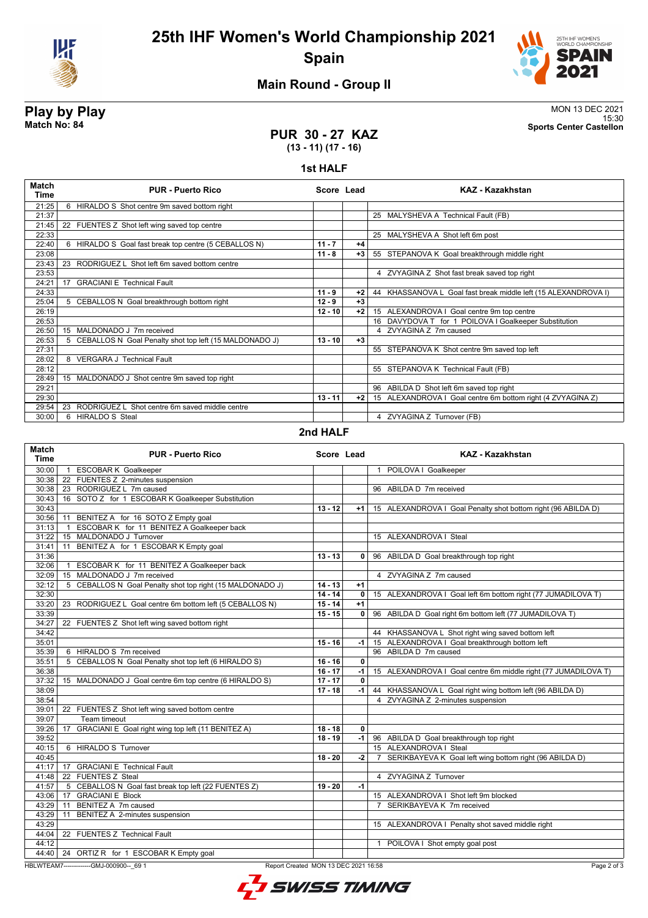# 25th IHF Women's World Championship 2021

## Spain

### Main Round - Group II

**Play by Play**
**Match No: 84**

MON 13 DEC 2021
15:30
**Sports Center Castellon**

## PUR 30 - 27 KAZ
**(13 - 11) (17 - 16)**

### 1st HALF

| Match Time | PUR - Puerto Rico | Score | Lead | KAZ - Kazakhstan |
|---|---|---|---|---|
| 21:25 | 6 HIRALDO S Shot centre 9m saved bottom right | | | |
| 21:37 | | | | 25 MALYSHEVA A Technical Fault (FB) |
| 21:45 | 22 FUENTES Z Shot left wing saved top centre | | | |
| 22:33 | | | | 25 MALYSHEVA A Shot left 6m post |
| 22:40 | 6 HIRALDO S Goal fast break top centre (5 CEBALLOS N) | 11 - 7 | +4 | |
| 23:08 | | 11 - 8 | +3 | 55 STEPANOVA K Goal breakthrough middle right |
| 23:43 | 23 RODRIGUEZ L Shot left 6m saved bottom centre | | | |
| 23:53 | | | | 4 ZVYAGINA Z Shot fast break saved top right |
| 24:21 | 17 GRACIANI E Technical Fault | | | |
| 24:33 | | 11 - 9 | +2 | 44 KHASSANOVA L Goal fast break middle left (15 ALEXANDROVA I) |
| 25:04 | 5 CEBALLOS N Goal breakthrough bottom right | 12 - 9 | +3 | |
| 26:19 | | 12 - 10 | +2 | 15 ALEXANDROVA I Goal centre 9m top centre |
| 26:53 | | | | 16 DAVYDOVA T for 1 POILOVA I Goalkeeper Substitution |
| 26:50 | 15 MALDONADO J 7m received | | | 4 ZVYAGINA Z 7m caused |
| 26:53 | 5 CEBALLOS N Goal Penalty shot top left (15 MALDONADO J) | 13 - 10 | +3 | |
| 27:31 | | | | 55 STEPANOVA K Shot centre 9m saved top left |
| 28:02 | 8 VERGARA J Technical Fault | | | |
| 28:12 | | | | 55 STEPANOVA K Technical Fault (FB) |
| 28:49 | 15 MALDONADO J Shot centre 9m saved top right | | | |
| 29:21 | | | | 96 ABILDA D Shot left 6m saved top right |
| 29:30 | | 13 - 11 | +2 | 15 ALEXANDROVA I Goal centre 6m bottom right (4 ZVYAGINA Z) |
| 29:54 | 23 RODRIGUEZ L Shot centre 6m saved middle centre | | | |
| 30:00 | 6 HIRALDO S Steal | | | 4 ZVYAGINA Z Turnover (FB) |

### 2nd HALF

| Match Time | PUR - Puerto Rico | Score | Lead | KAZ - Kazakhstan |
|---|---|---|---|---|
| 30:00 | 1 ESCOBAR K Goalkeeper | | | 1 POILOVA I Goalkeeper |
| 30:38 | 22 FUENTES Z 2-minutes suspension | | | |
| 30:38 | 23 RODRIGUEZ L 7m caused | | | 96 ABILDA D 7m received |
| 30:43 | 16 SOTO Z for 1 ESCOBAR K Goalkeeper Substitution | | | |
| 30:43 | | 13 - 12 | +1 | 15 ALEXANDROVA I Goal Penalty shot bottom right (96 ABILDA D) |
| 30:56 | 11 BENITEZ A for 16 SOTO Z Empty goal | | | |
| 31:13 | 1 ESCOBAR K for 11 BENITEZ A Goalkeeper back | | | |
| 31:22 | 15 MALDONADO J Turnover | | | 15 ALEXANDROVA I Steal |
| 31:41 | 11 BENITEZ A for 1 ESCOBAR K Empty goal | | | |
| 31:36 | | 13 - 13 | 0 | 96 ABILDA D Goal breakthrough top right |
| 32:06 | 1 ESCOBAR K for 11 BENITEZ A Goalkeeper back | | | |
| 32:09 | 15 MALDONADO J 7m received | | | 4 ZVYAGINA Z 7m caused |
| 32:12 | 5 CEBALLOS N Goal Penalty shot top right (15 MALDONADO J) | 14 - 13 | +1 | |
| 32:30 | | 14 - 14 | 0 | 15 ALEXANDROVA I Goal left 6m bottom right (77 JUMADILOVA T) |
| 33:20 | 23 RODRIGUEZ L Goal centre 6m bottom left (5 CEBALLOS N) | 15 - 14 | +1 | |
| 33:39 | | 15 - 15 | 0 | 96 ABILDA D Goal right 6m bottom left (77 JUMADILOVA T) |
| 34:27 | 22 FUENTES Z Shot left wing saved bottom right | | | |
| 34:42 | | | | 44 KHASSANOVA L Shot right wing saved bottom left |
| 35:01 | | 15 - 16 | -1 | 15 ALEXANDROVA I Goal breakthrough bottom left |
| 35:39 | 6 HIRALDO S 7m received | | | 96 ABILDA D 7m caused |
| 35:51 | 5 CEBALLOS N Goal Penalty shot top left (6 HIRALDO S) | 16 - 16 | 0 | |
| 36:38 | | 16 - 17 | -1 | 15 ALEXANDROVA I Goal centre 6m middle right (77 JUMADILOVA T) |
| 37:32 | 15 MALDONADO J Goal centre 6m top centre (6 HIRALDO S) | 17 - 17 | 0 | |
| 38:09 | | 17 - 18 | -1 | 44 KHASSANOVA L Goal right wing bottom left (96 ABILDA D) |
| 38:54 | | | | 4 ZVYAGINA Z 2-minutes suspension |
| 39:01 | 22 FUENTES Z Shot left wing saved bottom centre | | | |
| 39:07 | Team timeout | | | |
| 39:26 | 17 GRACIANI E Goal right wing top left (11 BENITEZ A) | 18 - 18 | 0 | |
| 39:52 | | 18 - 19 | -1 | 96 ABILDA D Goal breakthrough top right |
| 40:15 | 6 HIRALDO S Turnover | | | 15 ALEXANDROVA I Steal |
| 40:45 | | 18 - 20 | -2 | 7 SERIKBAYEVA K Goal left wing bottom right (96 ABILDA D) |
| 41:17 | 17 GRACIANI E Technical Fault | | | |
| 41:48 | 22 FUENTES Z Steal | | | 4 ZVYAGINA Z Turnover |
| 41:57 | 5 CEBALLOS N Goal fast break top left (22 FUENTES Z) | 19 - 20 | -1 | |
| 43:06 | 17 GRACIANI E Block | | | 15 ALEXANDROVA I Shot left 9m blocked |
| 43:29 | 11 BENITEZ A 7m caused | | | 7 SERIKBAYEVA K 7m received |
| 43:29 | 11 BENITEZ A 2-minutes suspension | | | |
| 43:29 | | | | 15 ALEXANDROVA I Penalty shot saved middle right |
| 44:04 | 22 FUENTES Z Technical Fault | | | |
| 44:12 | | | | 1 POILOVA I Shot empty goal post |
| 44:40 | 24 ORTIZ R for 1 ESCOBAR K Empty goal | | | |

HBLWTEAM7-------------GMJ-000900--_69 1    Report Created MON 13 DEC 2021 16:58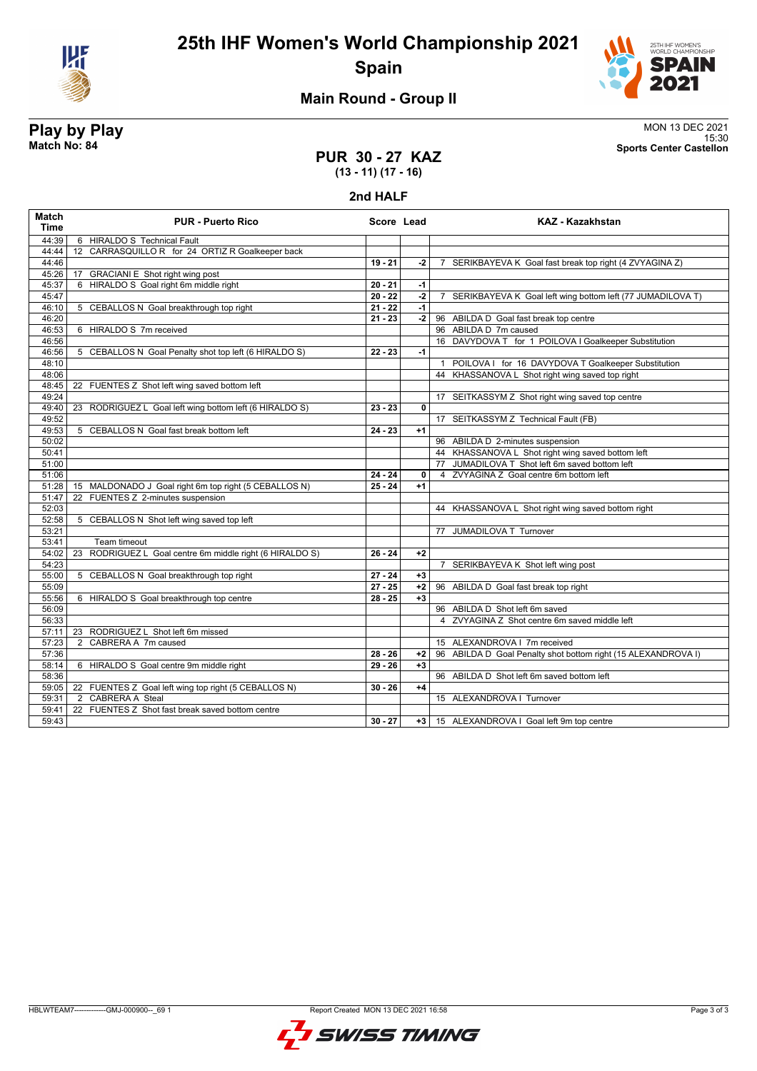# 25th IHF Women's World Championship 2021

## Spain

### Main Round - Group II

**Play by Play**
**Match No: 84**

MON 13 DEC 2021
15:30
**Sports Center Castellon**

## PUR 30 - 27 KAZ

**(13 - 11) (17 - 16)**

### 2nd HALF

| Match Time | PUR - Puerto Rico | Score | Lead | KAZ - Kazakhstan |
|---|---|---|---|---|
| 44:39 | 6 HIRALDO S Technical Fault | | | |
| 44:44 | 12 CARRASQUILLO R for 24 ORTIZ R Goalkeeper back | | | |
| 44:46 | | 19 - 21 | -2 | 7 SERIKBAYEVA K Goal fast break top right (4 ZVYAGINA Z) |
| 45:26 | 17 GRACIANI E Shot right wing post | | | |
| 45:37 | 6 HIRALDO S Goal right 6m middle right | 20 - 21 | -1 | |
| 45:47 | | 20 - 22 | -2 | 7 SERIKBAYEVA K Goal left wing bottom left (77 JUMADILOVA T) |
| 46:10 | 5 CEBALLOS N Goal breakthrough top right | 21 - 22 | -1 | |
| 46:20 | | 21 - 23 | -2 | 96 ABILDA D Goal fast break top centre |
| 46:53 | 6 HIRALDO S 7m received | | | 96 ABILDA D 7m caused |
| 46:56 | | | | 16 DAVYDOVA T for 1 POILOVA I Goalkeeper Substitution |
| 46:56 | 5 CEBALLOS N Goal Penalty shot top left (6 HIRALDO S) | 22 - 23 | -1 | |
| 48:10 | | | | 1 POILOVA I for 16 DAVYDOVA T Goalkeeper Substitution |
| 48:06 | | | | 44 KHASSANOVA L Shot right wing saved top right |
| 48:45 | 22 FUENTES Z Shot left wing saved bottom left | | | |
| 49:24 | | | | 17 SEITKASSYM Z Shot right wing saved top centre |
| 49:40 | 23 RODRIGUEZ L Goal left wing bottom left (6 HIRALDO S) | 23 - 23 | 0 | |
| 49:52 | | | | 17 SEITKASSYM Z Technical Fault (FB) |
| 49:53 | 5 CEBALLOS N Goal fast break bottom left | 24 - 23 | +1 | |
| 50:02 | | | | 96 ABILDA D 2-minutes suspension |
| 50:41 | | | | 44 KHASSANOVA L Shot right wing saved bottom left |
| 51:00 | | | | 77 JUMADILOVA T Shot left 6m saved bottom left |
| 51:06 | | 24 - 24 | 0 | 4 ZVYAGINA Z Goal centre 6m bottom left |
| 51:28 | 15 MALDONADO J Goal right 6m top right (5 CEBALLOS N) | 25 - 24 | +1 | |
| 51:47 | 22 FUENTES Z 2-minutes suspension | | | |
| 52:03 | | | | 44 KHASSANOVA L Shot right wing saved bottom right |
| 52:58 | 5 CEBALLOS N Shot left wing saved top left | | | |
| 53:21 | | | | 77 JUMADILOVA T Turnover |
| 53:41 | Team timeout | | | |
| 54:02 | 23 RODRIGUEZ L Goal centre 6m middle right (6 HIRALDO S) | 26 - 24 | +2 | |
| 54:23 | | | | 7 SERIKBAYEVA K Shot left wing post |
| 55:00 | 5 CEBALLOS N Goal breakthrough top right | 27 - 24 | +3 | |
| 55:09 | | 27 - 25 | +2 | 96 ABILDA D Goal fast break top right |
| 55:56 | 6 HIRALDO S Goal breakthrough top centre | 28 - 25 | +3 | |
| 56:09 | | | | 96 ABILDA D Shot left 6m saved |
| 56:33 | | | | 4 ZVYAGINA Z Shot centre 6m saved middle left |
| 57:11 | 23 RODRIGUEZ L Shot left 6m missed | | | |
| 57:23 | 2 CABRERA A 7m caused | | | 15 ALEXANDROVA I 7m received |
| 57:36 | | 28 - 26 | +2 | 96 ABILDA D Goal Penalty shot bottom right (15 ALEXANDROVA I) |
| 58:14 | 6 HIRALDO S Goal centre 9m middle right | 29 - 26 | +3 | |
| 58:36 | | | | 96 ABILDA D Shot left 6m saved bottom left |
| 59:05 | 22 FUENTES Z Goal left wing top right (5 CEBALLOS N) | 30 - 26 | +4 | |
| 59:31 | 2 CABRERA A Steal | | | 15 ALEXANDROVA I Turnover |
| 59:41 | 22 FUENTES Z Shot fast break saved bottom centre | | | |
| 59:43 | | 30 - 27 | +3 | 15 ALEXANDROVA I Goal left 9m top centre |

HBLWTEAM7-------------GMJ-000900--_69 1 Report Created MON 13 DEC 2021 16:58